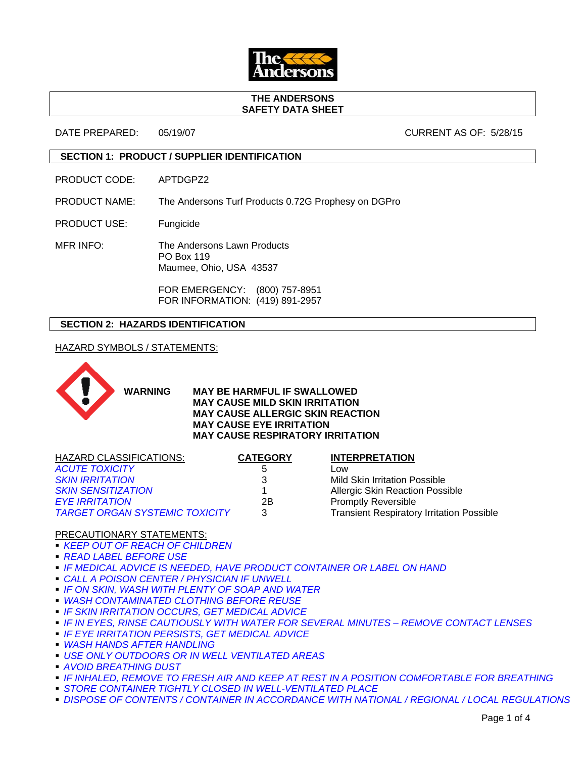# THE ANDERSONS
# SAFETY DATA SHEET

DATE PREPARED: 05/19/07 CURRENT AS OF: 5/28/15

## SECTION 1: PRODUCT / SUPPLIER IDENTIFICATION

PRODUCT CODE: APTDGPZ2

PRODUCT NAME: The Andersons Turf Products 0.72G Prophesy on DGPro

PRODUCT USE: Fungicide

MFR INFO: The Andersons Lawn Products
PO Box 119
Maumee, Ohio, USA 43537

FOR EMERGENCY: (800) 757-8951
FOR INFORMATION: (419) 891-2957

## SECTION 2: HAZARDS IDENTIFICATION

HAZARD SYMBOLS / STATEMENTS:

**WARNING**

**MAY BE HARMFUL IF SWALLOWED**
**MAY CAUSE MILD SKIN IRRITATION**
**MAY CAUSE ALLERGIC SKIN REACTION**
**MAY CAUSE EYE IRRITATION**
**MAY CAUSE RESPIRATORY IRRITATION**

| HAZARD CLASSIFICATIONS: | CATEGORY | INTERPRETATION |
|---|---|---|
| *ACUTE TOXICITY* | 5 | Low |
| *SKIN IRRITATION* | 3 | Mild Skin Irritation Possible |
| *SKIN SENSITIZATION* | 1 | Allergic Skin Reaction Possible |
| *EYE IRRITATION* | 2B | Promptly Reversible |
| *TARGET ORGAN SYSTEMIC TOXICITY* | 3 | Transient Respiratory Irritation Possible |

PRECAUTIONARY STATEMENTS:

- *KEEP OUT OF REACH OF CHILDREN*
- *READ LABEL BEFORE USE*
- *IF MEDICAL ADVICE IS NEEDED, HAVE PRODUCT CONTAINER OR LABEL ON HAND*
- *CALL A POISON CENTER / PHYSICIAN IF UNWELL*
- *IF ON SKIN, WASH WITH PLENTY OF SOAP AND WATER*
- *WASH CONTAMINATED CLOTHING BEFORE REUSE*
- *IF SKIN IRRITATION OCCURS, GET MEDICAL ADVICE*
- *IF IN EYES, RINSE CAUTIOUSLY WITH WATER FOR SEVERAL MINUTES – REMOVE CONTACT LENSES*
- *IF EYE IRRITATION PERSISTS, GET MEDICAL ADVICE*
- *WASH HANDS AFTER HANDLING*
- *USE ONLY OUTDOORS OR IN WELL VENTILATED AREAS*
- *AVOID BREATHING DUST*
- *IF INHALED, REMOVE TO FRESH AIR AND KEEP AT REST IN A POSITION COMFORTABLE FOR BREATHING*
- *STORE CONTAINER TIGHTLY CLOSED IN WELL-VENTILATED PLACE*
- *DISPOSE OF CONTENTS / CONTAINER IN ACCORDANCE WITH NATIONAL / REGIONAL / LOCAL REGULATIONS*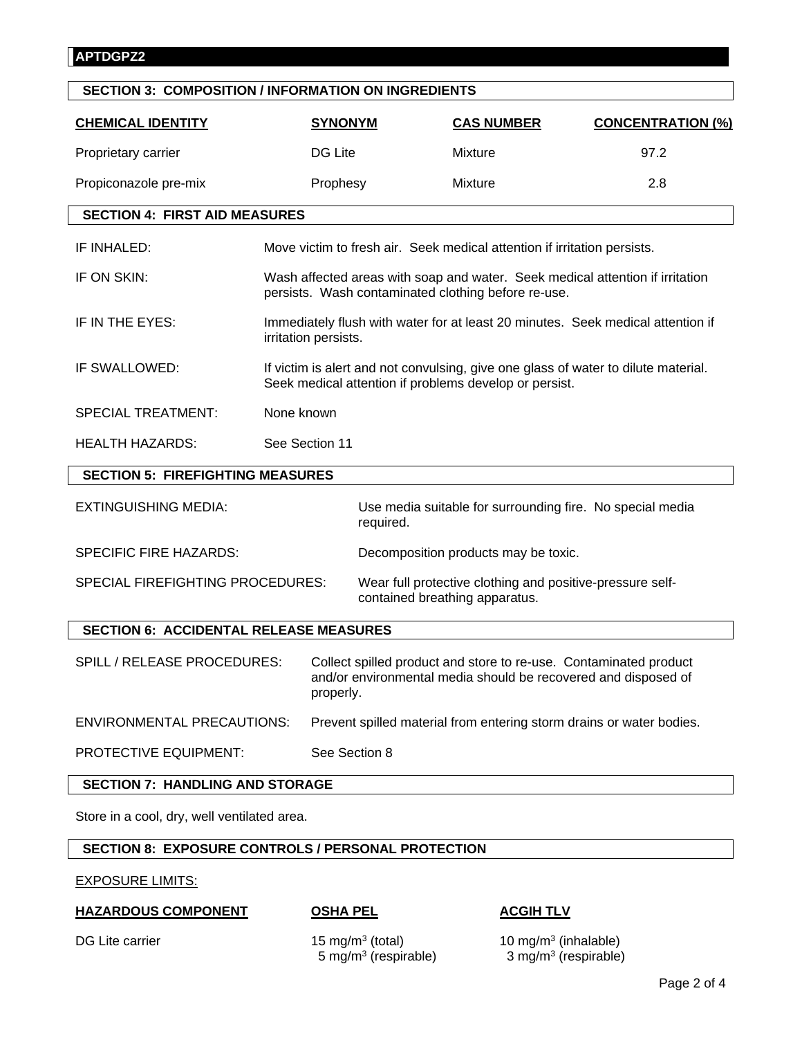## SECTION 3: COMPOSITION / INFORMATION ON INGREDIENTS

| CHEMICAL IDENTITY | SYNONYM | CAS NUMBER | CONCENTRATION (%) |
|---|---|---|---|
| Proprietary carrier | DG Lite | Mixture | 97.2 |
| Propiconazole pre-mix | Prophesy | Mixture | 2.8 |

## SECTION 4: FIRST AID MEASURES

IF INHALED: Move victim to fresh air. Seek medical attention if irritation persists.

IF ON SKIN: Wash affected areas with soap and water. Seek medical attention if irritation persists. Wash contaminated clothing before re-use.

IF IN THE EYES: Immediately flush with water for at least 20 minutes. Seek medical attention if irritation persists.

IF SWALLOWED: If victim is alert and not convulsing, give one glass of water to dilute material. Seek medical attention if problems develop or persist.

SPECIAL TREATMENT: None known

HEALTH HAZARDS: See Section 11

## SECTION 5: FIREFIGHTING MEASURES

EXTINGUISHING MEDIA: Use media suitable for surrounding fire. No special media required.

SPECIFIC FIRE HAZARDS: Decomposition products may be toxic.

SPECIAL FIREFIGHTING PROCEDURES: Wear full protective clothing and positive-pressure self-contained breathing apparatus.

## SECTION 6: ACCIDENTAL RELEASE MEASURES

SPILL / RELEASE PROCEDURES: Collect spilled product and store to re-use. Contaminated product and/or environmental media should be recovered and disposed of properly.

ENVIRONMENTAL PRECAUTIONS: Prevent spilled material from entering storm drains or water bodies.

PROTECTIVE EQUIPMENT: See Section 8

## SECTION 7: HANDLING AND STORAGE

Store in a cool, dry, well ventilated area.

## SECTION 8: EXPOSURE CONTROLS / PERSONAL PROTECTION

EXPOSURE LIMITS:

| HAZARDOUS COMPONENT | OSHA PEL | ACGIH TLV |
|---|---|---|
| DG Lite carrier | 15 mg/m$^3$ (total)<br>5 mg/m$^3$ (respirable) | 10 mg/m$^3$ (inhalable)<br>3 mg/m$^3$ (respirable) |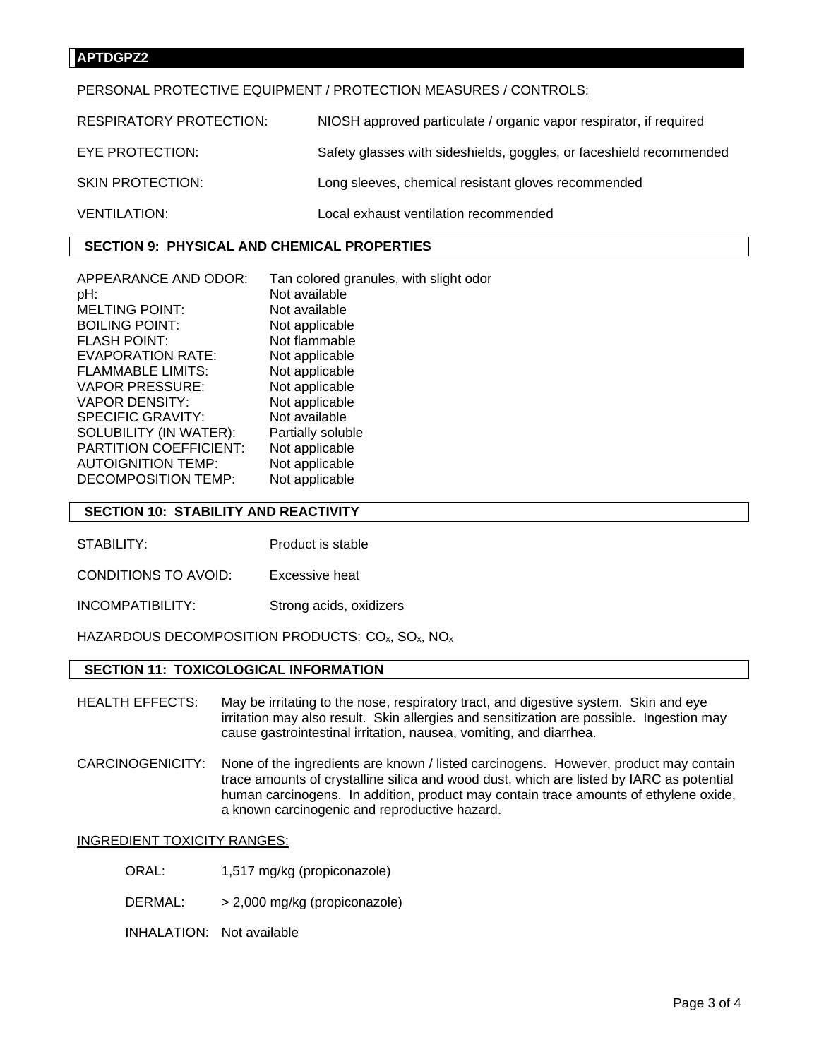## APTDGPZ2

PERSONAL PROTECTIVE EQUIPMENT / PROTECTION MEASURES / CONTROLS:

| | |
|---|---|
| RESPIRATORY PROTECTION: | NIOSH approved particulate / organic vapor respirator, if required |
| EYE PROTECTION: | Safety glasses with sideshields, goggles, or faceshield recommended |
| SKIN PROTECTION: | Long sleeves, chemical resistant gloves recommended |
| VENTILATION: | Local exhaust ventilation recommended |

## SECTION 9: PHYSICAL AND CHEMICAL PROPERTIES

| | |
|---|---|
| APPEARANCE AND ODOR: | Tan colored granules, with slight odor |
| pH: | Not available |
| MELTING POINT: | Not available |
| BOILING POINT: | Not applicable |
| FLASH POINT: | Not flammable |
| EVAPORATION RATE: | Not applicable |
| FLAMMABLE LIMITS: | Not applicable |
| VAPOR PRESSURE: | Not applicable |
| VAPOR DENSITY: | Not applicable |
| SPECIFIC GRAVITY: | Not available |
| SOLUBILITY (IN WATER): | Partially soluble |
| PARTITION COEFFICIENT: | Not applicable |
| AUTOIGNITION TEMP: | Not applicable |
| DECOMPOSITION TEMP: | Not applicable |

## SECTION 10: STABILITY AND REACTIVITY

STABILITY: Product is stable

CONDITIONS TO AVOID: Excessive heat

INCOMPATIBILITY: Strong acids, oxidizers

HAZARDOUS DECOMPOSITION PRODUCTS: $CO_x$, $SO_x$, $NO_x$

## SECTION 11: TOXICOLOGICAL INFORMATION

HEALTH EFFECTS: May be irritating to the nose, respiratory tract, and digestive system. Skin and eye irritation may also result. Skin allergies and sensitization are possible. Ingestion may cause gastrointestinal irritation, nausea, vomiting, and diarrhea.

CARCINOGENICITY: None of the ingredients are known / listed carcinogens. However, product may contain trace amounts of crystalline silica and wood dust, which are listed by IARC as potential human carcinogens. In addition, product may contain trace amounts of ethylene oxide, a known carcinogenic and reproductive hazard.

INGREDIENT TOXICITY RANGES:

ORAL: 1,517 mg/kg (propiconazole)

DERMAL: > 2,000 mg/kg (propiconazole)

INHALATION: Not available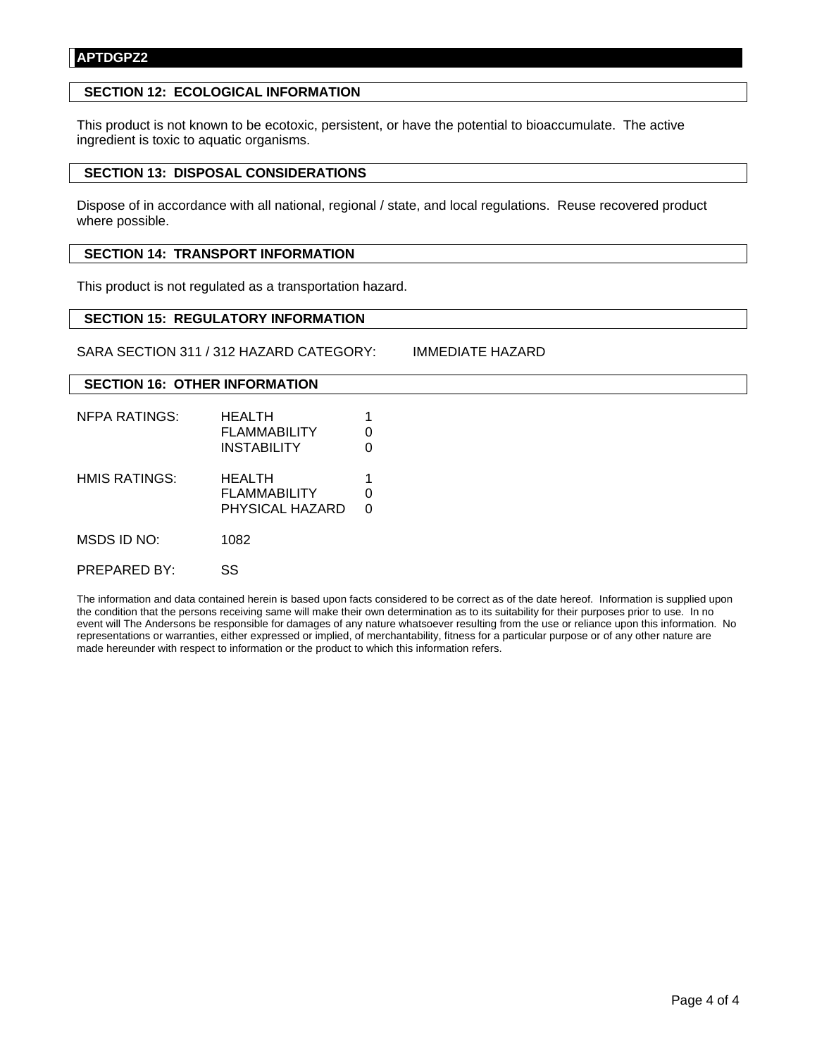**APTDGPZ2**

## SECTION 12: ECOLOGICAL INFORMATION

This product is not known to be ecotoxic, persistent, or have the potential to bioaccumulate. The active ingredient is toxic to aquatic organisms.

## SECTION 13: DISPOSAL CONSIDERATIONS

Dispose of in accordance with all national, regional / state, and local regulations. Reuse recovered product where possible.

## SECTION 14: TRANSPORT INFORMATION

This product is not regulated as a transportation hazard.

## SECTION 15: REGULATORY INFORMATION

SARA SECTION 311 / 312 HAZARD CATEGORY: IMMEDIATE HAZARD

## SECTION 16: OTHER INFORMATION

| | | |
|---|---|---|
| NFPA RATINGS: | HEALTH | 1 |
| | FLAMMABILITY | 0 |
| | INSTABILITY | 0 |
| HMIS RATINGS: | HEALTH | 1 |
| | FLAMMABILITY | 0 |
| | PHYSICAL HAZARD | 0 |

MSDS ID NO: 1082

PREPARED BY: SS

The information and data contained herein is based upon facts considered to be correct as of the date hereof. Information is supplied upon the condition that the persons receiving same will make their own determination as to its suitability for their purposes prior to use. In no event will The Andersons be responsible for damages of any nature whatsoever resulting from the use or reliance upon this information. No representations or warranties, either expressed or implied, of merchantability, fitness for a particular purpose or of any other nature are made hereunder with respect to information or the product to which this information refers.